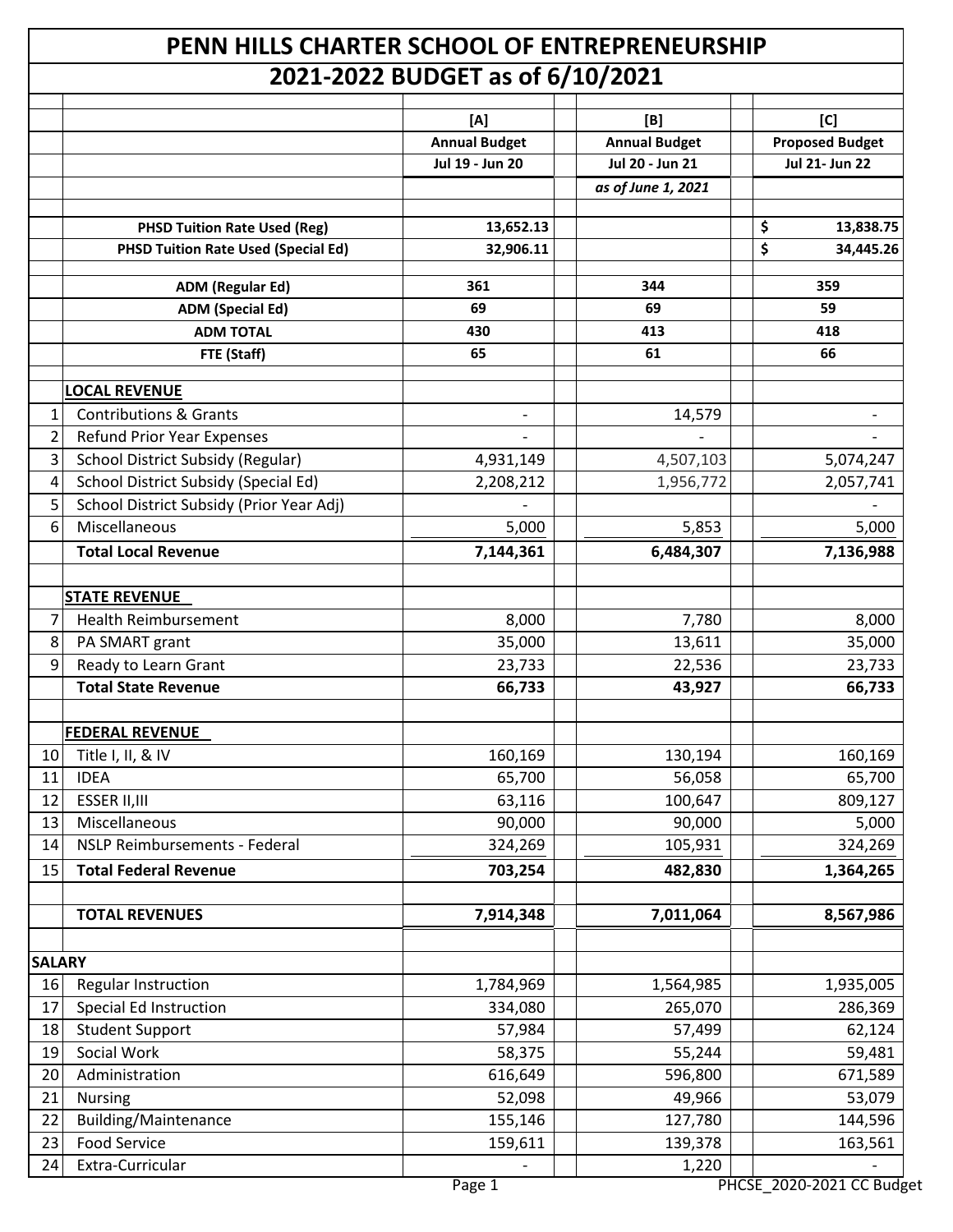# PENN HILLS CHARTER SCHOOL OF ENTREPRENEURSHIP

## 2021-2022 BUDGET as of 6/10/2021

| | | [A] | [B] | [C] |
|---|---|---|---|---|
| | | Annual Budget | Annual Budget | Proposed Budget |
| | | Jul 19 - Jun 20 | Jul 20 - Jun 21 | Jul 21- Jun 22 |
| | | | *as of June 1, 2021* | |
| | **PHSD Tuition Rate Used (Reg)** | **13,652.13** | | **$ 13,838.75** |
| | **PHSD Tuition Rate Used (Special Ed)** | **32,906.11** | | **$ 34,445.26** |
| | **ADM (Regular Ed)** | **361** | **344** | **359** |
| | **ADM (Special Ed)** | **69** | **69** | **59** |
| | **ADM TOTAL** | **430** | **413** | **418** |
| | **FTE (Staff)** | **65** | **61** | **66** |
| | **LOCAL REVENUE** | | | |
| 1 | Contributions & Grants | - | 14,579 | - |
| 2 | Refund Prior Year Expenses | - | - | - |
| 3 | School District Subsidy (Regular) | 4,931,149 | 4,507,103 | 5,074,247 |
| 4 | School District Subsidy (Special Ed) | 2,208,212 | 1,956,772 | 2,057,741 |
| 5 | School District Subsidy (Prior Year Adj) | - | | - |
| 6 | Miscellaneous | 5,000 | 5,853 | 5,000 |
| | **Total Local Revenue** | **7,144,361** | **6,484,307** | **7,136,988** |
| | **STATE REVENUE** | | | |
| 7 | Health Reimbursement | 8,000 | 7,780 | 8,000 |
| 8 | PA SMART grant | 35,000 | 13,611 | 35,000 |
| 9 | Ready to Learn Grant | 23,733 | 22,536 | 23,733 |
| | **Total State Revenue** | **66,733** | **43,927** | **66,733** |
| | **FEDERAL REVENUE** | | | |
| 10 | Title I, II, & IV | 160,169 | 130,194 | 160,169 |
| 11 | IDEA | 65,700 | 56,058 | 65,700 |
| 12 | ESSER II,III | 63,116 | 100,647 | 809,127 |
| 13 | Miscellaneous | 90,000 | 90,000 | 5,000 |
| 14 | NSLP Reimbursements - Federal | 324,269 | 105,931 | 324,269 |
| 15 | **Total Federal Revenue** | **703,254** | **482,830** | **1,364,265** |
| | **TOTAL REVENUES** | **7,914,348** | **7,011,064** | **8,567,986** |
| **SALARY** | | | | |
| 16 | Regular Instruction | 1,784,969 | 1,564,985 | 1,935,005 |
| 17 | Special Ed Instruction | 334,080 | 265,070 | 286,369 |
| 18 | Student Support | 57,984 | 57,499 | 62,124 |
| 19 | Social Work | 58,375 | 55,244 | 59,481 |
| 20 | Administration | 616,649 | 596,800 | 671,589 |
| 21 | Nursing | 52,098 | 49,966 | 53,079 |
| 22 | Building/Maintenance | 155,146 | 127,780 | 144,596 |
| 23 | Food Service | 159,611 | 139,378 | 163,561 |
| 24 | Extra-Curricular | - | 1,220 | - |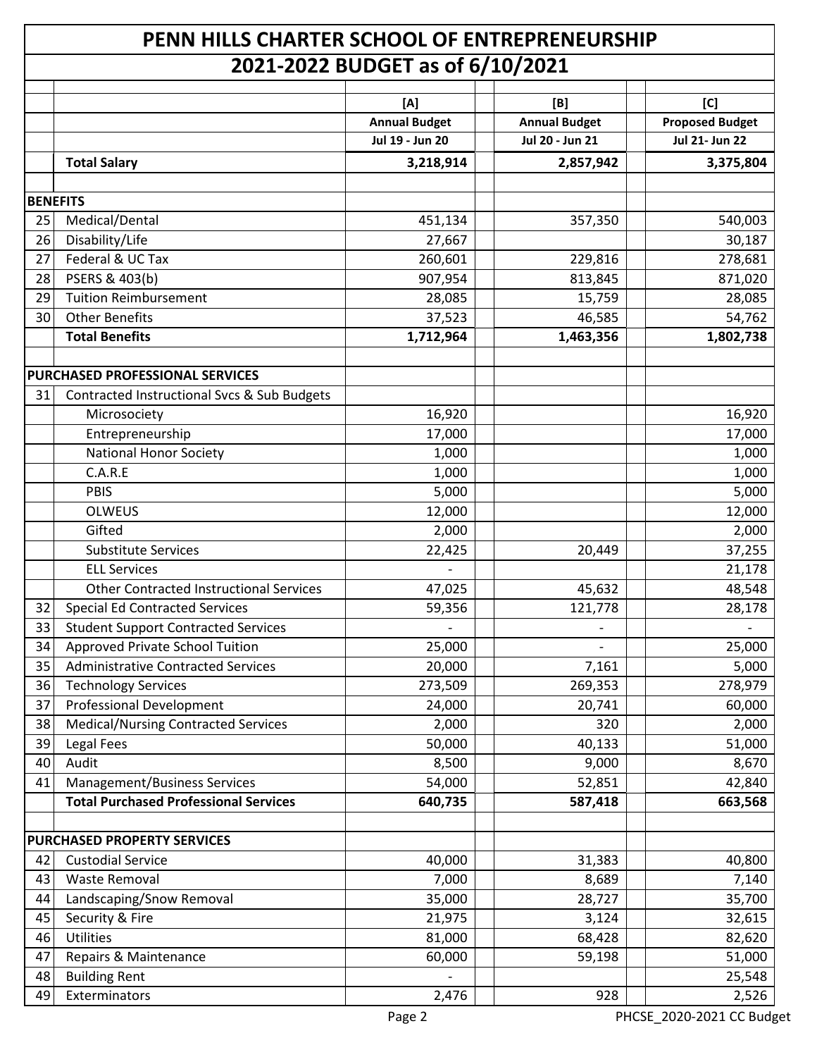# PENN HILLS CHARTER SCHOOL OF ENTREPRENEURSHIP

## 2021-2022 BUDGET as of 6/10/2021

| | | [A] Annual Budget Jul 19 - Jun 20 | [B] Annual Budget Jul 20 - Jun 21 | [C] Proposed Budget Jul 21- Jun 22 |
|---|---|---|---|---|
| | **Total Salary** | **3,218,914** | **2,857,942** | **3,375,804** |
| **BENEFITS** | | | | |
| 25 | Medical/Dental | 451,134 | 357,350 | 540,003 |
| 26 | Disability/Life | 27,667 | | 30,187 |
| 27 | Federal & UC Tax | 260,601 | 229,816 | 278,681 |
| 28 | PSERS & 403(b) | 907,954 | 813,845 | 871,020 |
| 29 | Tuition Reimbursement | 28,085 | 15,759 | 28,085 |
| 30 | Other Benefits | 37,523 | 46,585 | 54,762 |
| | **Total Benefits** | **1,712,964** | **1,463,356** | **1,802,738** |
| **PURCHASED PROFESSIONAL SERVICES** | | | | |
| 31 | Contracted Instructional Svcs & Sub Budgets | | | |
| | Microsociety | 16,920 | | 16,920 |
| | Entrepreneurship | 17,000 | | 17,000 |
| | National Honor Society | 1,000 | | 1,000 |
| | C.A.R.E | 1,000 | | 1,000 |
| | PBIS | 5,000 | | 5,000 |
| | OLWEUS | 12,000 | | 12,000 |
| | Gifted | 2,000 | | 2,000 |
| | Substitute Services | 22,425 | 20,449 | 37,255 |
| | ELL Services | - | | 21,178 |
| | Other Contracted Instructional Services | 47,025 | 45,632 | 48,548 |
| 32 | Special Ed Contracted Services | 59,356 | 121,778 | 28,178 |
| 33 | Student Support Contracted Services | - | - | - |
| 34 | Approved Private School Tuition | 25,000 | - | 25,000 |
| 35 | Administrative Contracted Services | 20,000 | 7,161 | 5,000 |
| 36 | Technology Services | 273,509 | 269,353 | 278,979 |
| 37 | Professional Development | 24,000 | 20,741 | 60,000 |
| 38 | Medical/Nursing Contracted Services | 2,000 | 320 | 2,000 |
| 39 | Legal Fees | 50,000 | 40,133 | 51,000 |
| 40 | Audit | 8,500 | 9,000 | 8,670 |
| 41 | Management/Business Services | 54,000 | 52,851 | 42,840 |
| | **Total Purchased Professional Services** | **640,735** | **587,418** | **663,568** |
| **PURCHASED PROPERTY SERVICES** | | | | |
| 42 | Custodial Service | 40,000 | 31,383 | 40,800 |
| 43 | Waste Removal | 7,000 | 8,689 | 7,140 |
| 44 | Landscaping/Snow Removal | 35,000 | 28,727 | 35,700 |
| 45 | Security & Fire | 21,975 | 3,124 | 32,615 |
| 46 | Utilities | 81,000 | 68,428 | 82,620 |
| 47 | Repairs & Maintenance | 60,000 | 59,198 | 51,000 |
| 48 | Building Rent | - | | 25,548 |
| 49 | Exterminators | 2,476 | 928 | 2,526 |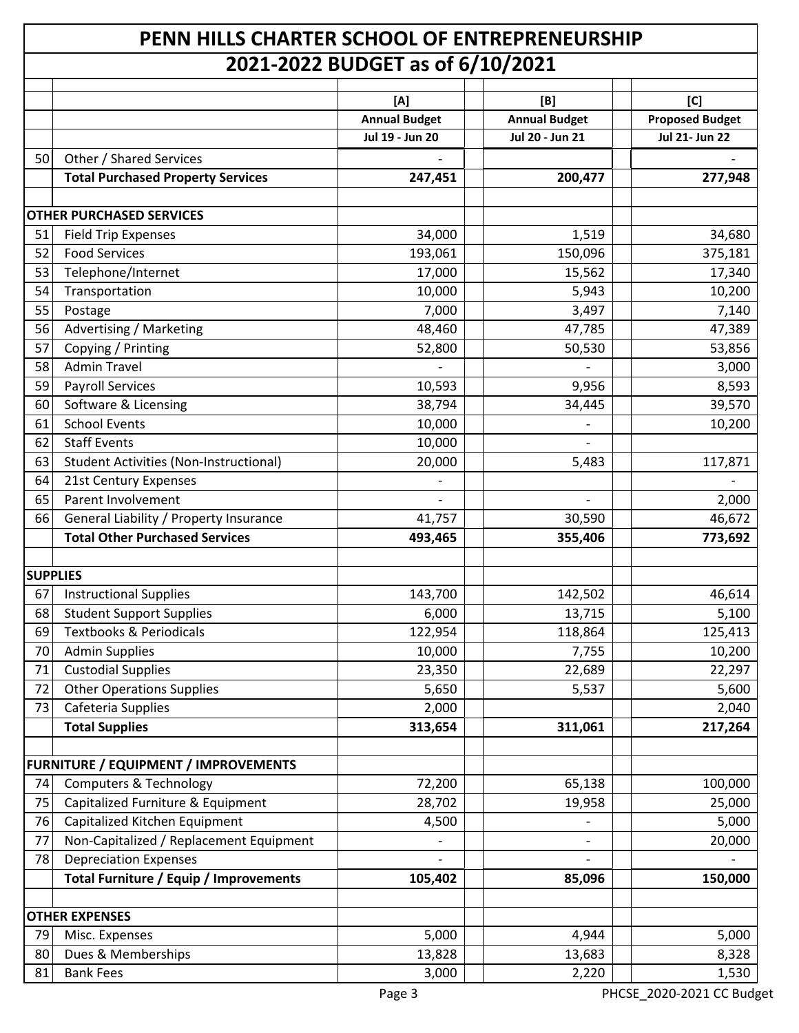# PENN HILLS CHARTER SCHOOL OF ENTREPRENEURSHIP

## 2021-2022 BUDGET as of 6/10/2021

| | | [A] | [B] | [C] |
|---|---|---|---|---|
| | | **Annual Budget** | **Annual Budget** | **Proposed Budget** |
| | | **Jul 19 - Jun 20** | **Jul 20 - Jun 21** | **Jul 21- Jun 22** |
| 50 | Other / Shared Services | - | | - |
| | **Total Purchased Property Services** | **247,451** | **200,477** | **277,948** |
| | | | | |
| **OTHER PURCHASED SERVICES** | | | | |
| 51 | Field Trip Expenses | 34,000 | 1,519 | 34,680 |
| 52 | Food Services | 193,061 | 150,096 | 375,181 |
| 53 | Telephone/Internet | 17,000 | 15,562 | 17,340 |
| 54 | Transportation | 10,000 | 5,943 | 10,200 |
| 55 | Postage | 7,000 | 3,497 | 7,140 |
| 56 | Advertising / Marketing | 48,460 | 47,785 | 47,389 |
| 57 | Copying / Printing | 52,800 | 50,530 | 53,856 |
| 58 | Admin Travel | - | - | 3,000 |
| 59 | Payroll Services | 10,593 | 9,956 | 8,593 |
| 60 | Software & Licensing | 38,794 | 34,445 | 39,570 |
| 61 | School Events | 10,000 | - | 10,200 |
| 62 | Staff Events | 10,000 | - | |
| 63 | Student Activities (Non-Instructional) | 20,000 | 5,483 | 117,871 |
| 64 | 21st Century Expenses | - | | - |
| 65 | Parent Involvement | - | - | 2,000 |
| 66 | General Liability / Property Insurance | 41,757 | 30,590 | 46,672 |
| | **Total Other Purchased Services** | **493,465** | **355,406** | **773,692** |
| | | | | |
| **SUPPLIES** | | | | |
| 67 | Instructional Supplies | 143,700 | 142,502 | 46,614 |
| 68 | Student Support Supplies | 6,000 | 13,715 | 5,100 |
| 69 | Textbooks & Periodicals | 122,954 | 118,864 | 125,413 |
| 70 | Admin Supplies | 10,000 | 7,755 | 10,200 |
| 71 | Custodial Supplies | 23,350 | 22,689 | 22,297 |
| 72 | Other Operations Supplies | 5,650 | 5,537 | 5,600 |
| 73 | Cafeteria Supplies | 2,000 | | 2,040 |
| | **Total Supplies** | **313,654** | **311,061** | **217,264** |
| | | | | |
| **FURNITURE / EQUIPMENT / IMPROVEMENTS** | | | | |
| 74 | Computers & Technology | 72,200 | 65,138 | 100,000 |
| 75 | Capitalized Furniture & Equipment | 28,702 | 19,958 | 25,000 |
| 76 | Capitalized Kitchen Equipment | 4,500 | - | 5,000 |
| 77 | Non-Capitalized / Replacement Equipment | - | - | 20,000 |
| 78 | Depreciation Expenses | - | - | - |
| | **Total Furniture / Equip / Improvements** | **105,402** | **85,096** | **150,000** |
| | | | | |
| **OTHER EXPENSES** | | | | |
| 79 | Misc. Expenses | 5,000 | 4,944 | 5,000 |
| 80 | Dues & Memberships | 13,828 | 13,683 | 8,328 |
| 81 | Bank Fees | 3,000 | 2,220 | 1,530 |

PHCSE_2020-2021 CC Budget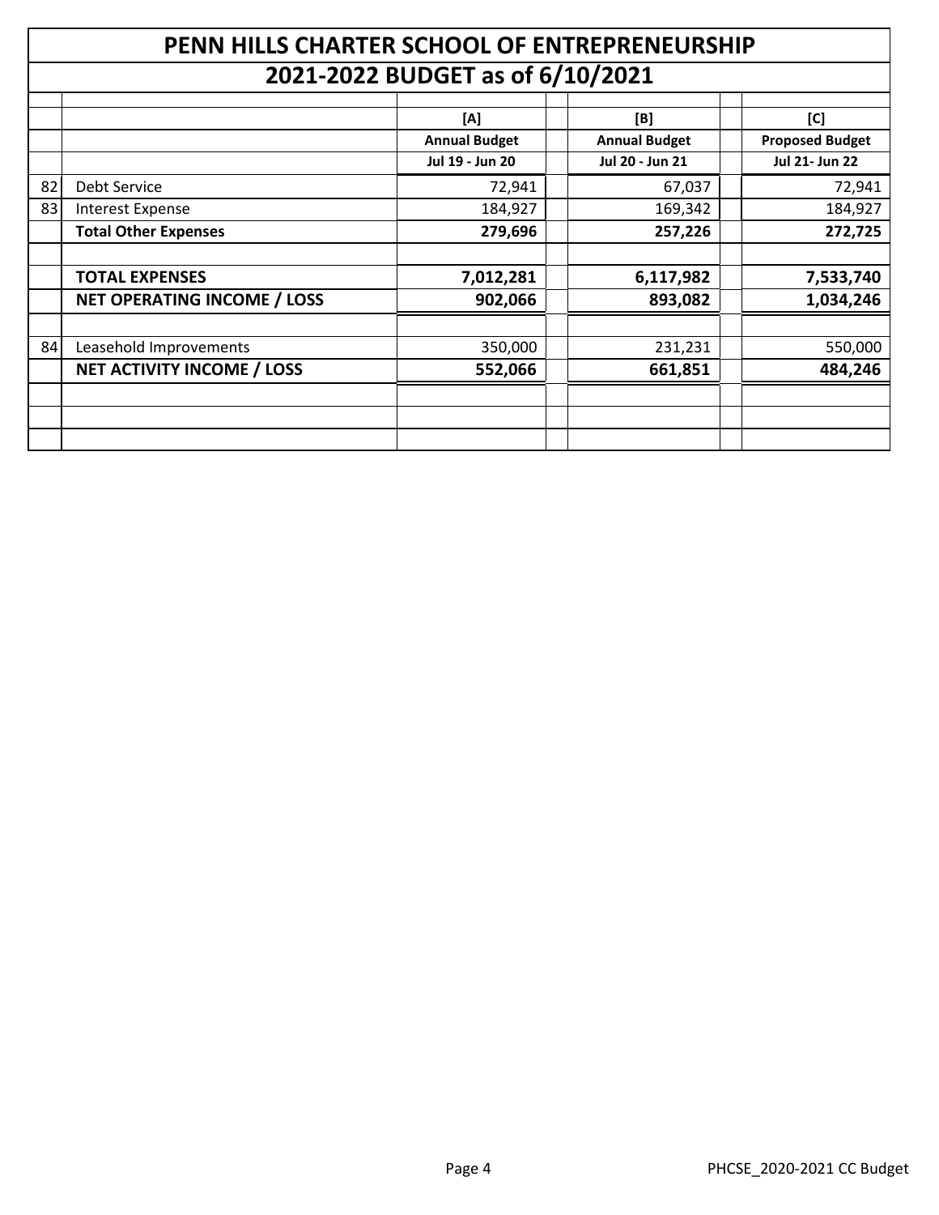# PENN HILLS CHARTER SCHOOL OF ENTREPRENEURSHIP

## 2021-2022 BUDGET as of 6/10/2021

| | | [A] | [B] | [C] |
|---|---|---|---|---|
| | | **Annual Budget** | **Annual Budget** | **Proposed Budget** |
| | | **Jul 19 - Jun 20** | **Jul 20 - Jun 21** | **Jul 21- Jun 22** |
| 82 | Debt Service | 72,941 | 67,037 | 72,941 |
| 83 | Interest Expense | 184,927 | 169,342 | 184,927 |
| | **Total Other Expenses** | **279,696** | **257,226** | **272,725** |
| | | | | |
| | **TOTAL EXPENSES** | **7,012,281** | **6,117,982** | **7,533,740** |
| | **NET OPERATING INCOME / LOSS** | **902,066** | **893,082** | **1,034,246** |
| | | | | |
| 84 | Leasehold Improvements | 350,000 | 231,231 | 550,000 |
| | **NET ACTIVITY INCOME / LOSS** | **552,066** | **661,851** | **484,246** |

PHCSE_2020-2021 CC Budget